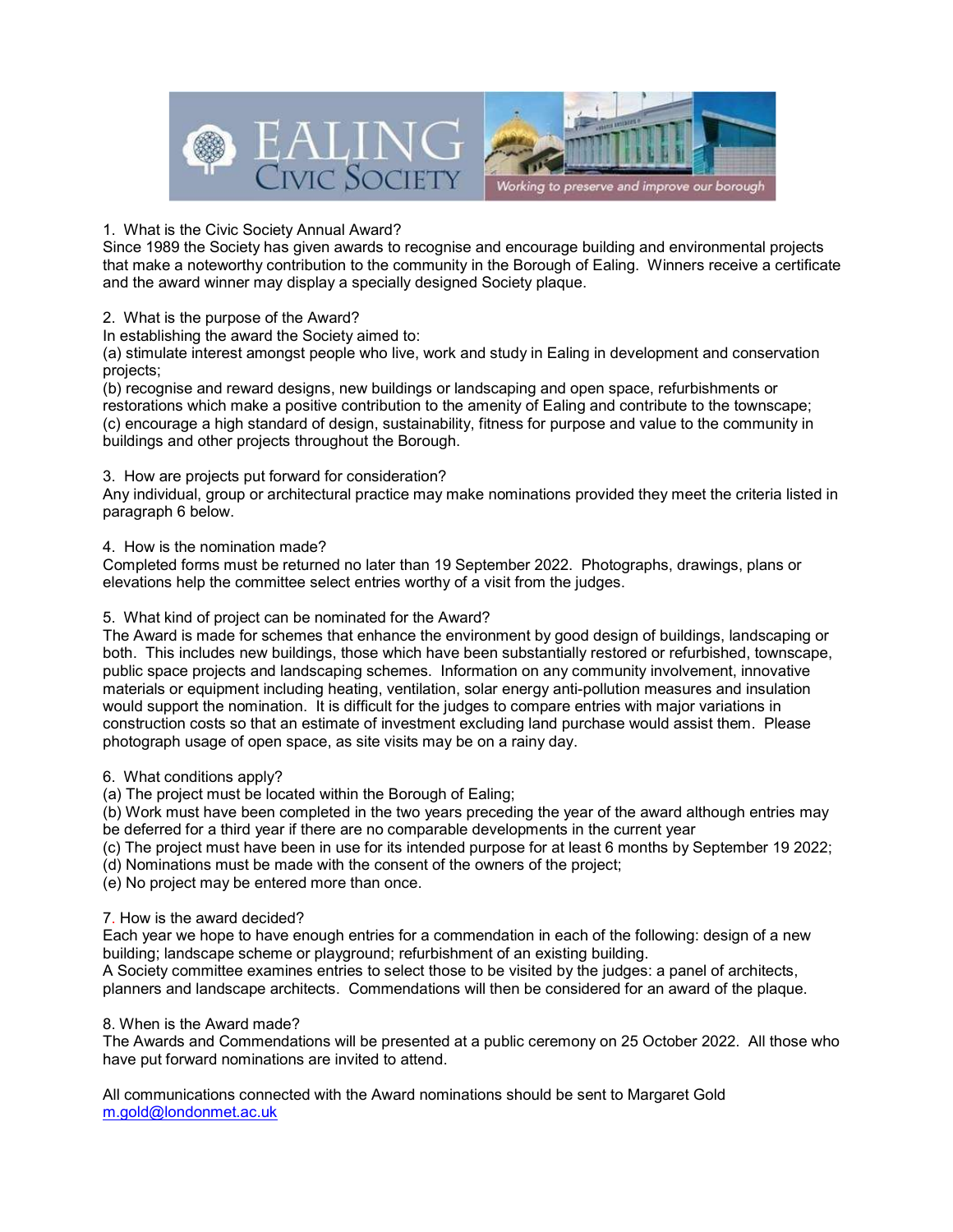# EALING CIVIC SOCIETY

*Working to preserve and improve our borough*

## 1. What is the Civic Society Annual Award?

Since 1989 the Society has given awards to recognise and encourage building and environmental projects that make a noteworthy contribution to the community in the Borough of Ealing. Winners receive a certificate and the award winner may display a specially designed Society plaque.

## 2. What is the purpose of the Award?

In establishing the award the Society aimed to:

(a) stimulate interest amongst people who live, work and study in Ealing in development and conservation projects;

(b) recognise and reward designs, new buildings or landscaping and open space, refurbishments or restorations which make a positive contribution to the amenity of Ealing and contribute to the townscape;

(c) encourage a high standard of design, sustainability, fitness for purpose and value to the community in buildings and other projects throughout the Borough.

## 3. How are projects put forward for consideration?

Any individual, group or architectural practice may make nominations provided they meet the criteria listed in paragraph 6 below.

## 4. How is the nomination made?

Completed forms must be returned no later than 19 September 2022. Photographs, drawings, plans or elevations help the committee select entries worthy of a visit from the judges.

## 5. What kind of project can be nominated for the Award?

The Award is made for schemes that enhance the environment by good design of buildings, landscaping or both. This includes new buildings, those which have been substantially restored or refurbished, townscape, public space projects and landscaping schemes. Information on any community involvement, innovative materials or equipment including heating, ventilation, solar energy anti-pollution measures and insulation would support the nomination. It is difficult for the judges to compare entries with major variations in construction costs so that an estimate of investment excluding land purchase would assist them. Please photograph usage of open space, as site visits may be on a rainy day.

## 6. What conditions apply?

(a) The project must be located within the Borough of Ealing;

(b) Work must have been completed in the two years preceding the year of the award although entries may be deferred for a third year if there are no comparable developments in the current year

(c) The project must have been in use for its intended purpose for at least 6 months by September 19 2022;

(d) Nominations must be made with the consent of the owners of the project;

(e) No project may be entered more than once.

## 7. How is the award decided?

Each year we hope to have enough entries for a commendation in each of the following: design of a new building; landscape scheme or playground; refurbishment of an existing building.

A Society committee examines entries to select those to be visited by the judges: a panel of architects, planners and landscape architects. Commendations will then be considered for an award of the plaque.

## 8. When is the Award made?

The Awards and Commendations will be presented at a public ceremony on 25 October 2022. All those who have put forward nominations are invited to attend.

All communications connected with the Award nominations should be sent to Margaret Gold
m.gold@londonmet.ac.uk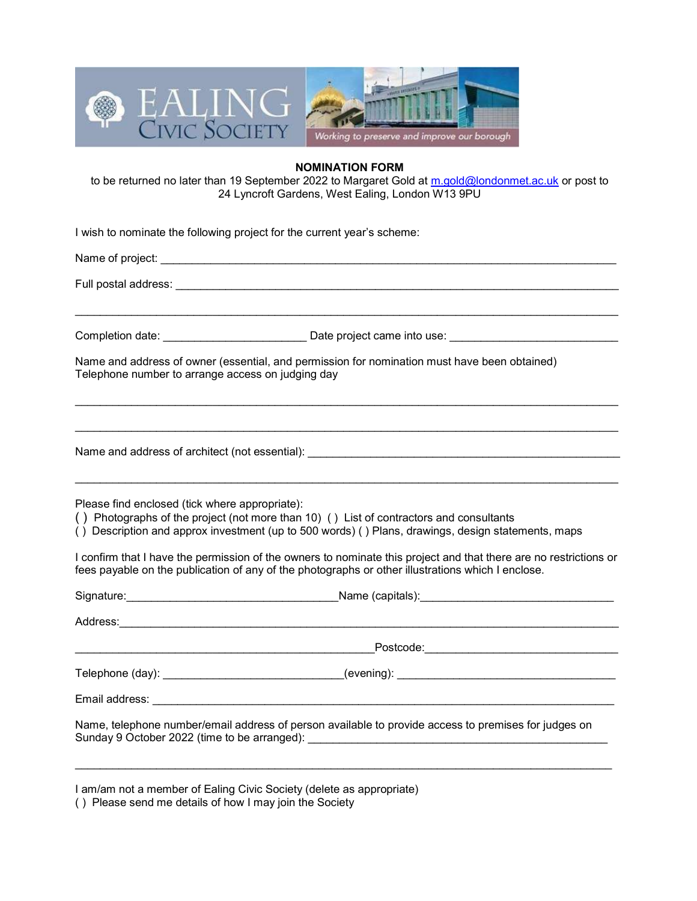EALING CIVIC SOCIETY

*Working to preserve and improve our borough*

**NOMINATION FORM**

to be returned no later than 19 September 2022 to Margaret Gold at m.gold@londonmet.ac.uk or post to 24 Lyncroft Gardens, West Ealing, London W13 9PU

I wish to nominate the following project for the current year's scheme:

Name of project: ___________________________________________________________________________

Full postal address: ________________________________________________________________________

_____________________________________________________________________________________

Completion date: _______________________ Date project came into use: ___________________________

Name and address of owner (essential, and permission for nomination must have been obtained)
Telephone number to arrange access on judging day

_____________________________________________________________________________________

_____________________________________________________________________________________

Name and address of architect (not essential): __________________________________________________

_____________________________________________________________________________________

Please find enclosed (tick where appropriate):
( ) Photographs of the project (not more than 10) ( ) List of contractors and consultants
( ) Description and approx investment (up to 500 words) ( ) Plans, drawings, design statements, maps

I confirm that I have the permission of the owners to nominate this project and that there are no restrictions or fees payable on the publication of any of the photographs or other illustrations which I enclose.

Signature:_________________________________Name (capitals):_____________________________

Address:_________________________________________________________________________________

______________________________________________Postcode:_____________________________

Telephone (day): ____________________________(evening): ___________________________________

Email address: ___________________________________________________________________________

Name, telephone number/email address of person available to provide access to premises for judges on Sunday 9 October 2022 (time to be arranged): _________________________________________________

_____________________________________________________________________________________

I am/am not a member of Ealing Civic Society (delete as appropriate)
( ) Please send me details of how I may join the Society